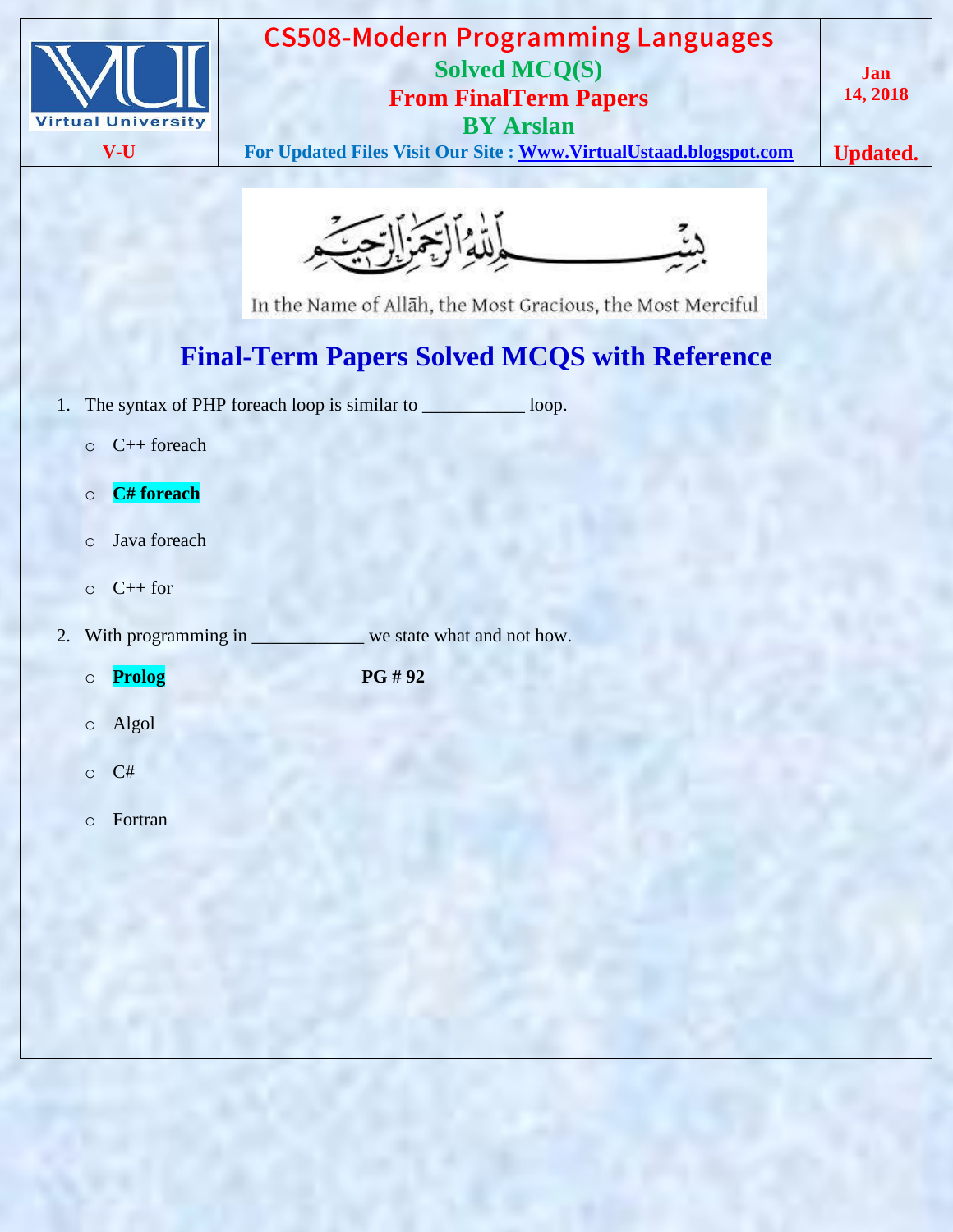# CS508-Modern Programming Languages

## Solved MCQ(S)

## From FinalTerm Papers

## BY Arslan

**Jan 14, 2018**

**V-U** | **For Updated Files Visit Our Site : Www.VirtualUstaad.blogspot.com** | **Updated.**

In the Name of Allāh, the Most Gracious, the Most Merciful

# Final-Term Papers Solved MCQS with Reference

1. The syntax of PHP foreach loop is similar to ___________ loop.
   - C++ foreach
   - **C# foreach**
   - Java foreach
   - C++ for

2. With programming in ____________ we state what and not how.
   - **Prolog** **PG # 92**
   - Algol
   - C#
   - Fortran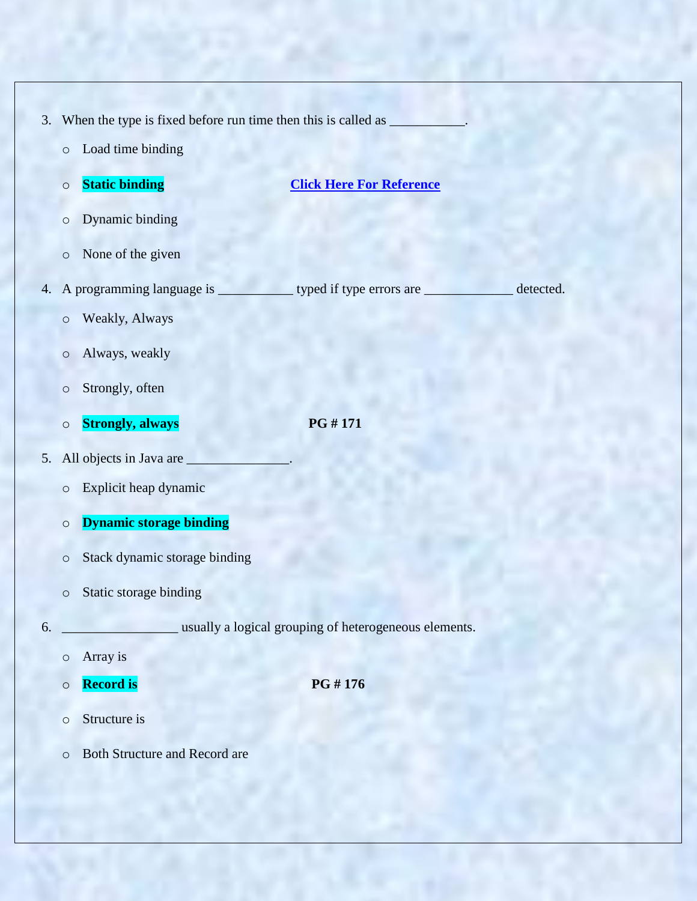3. When the type is fixed before run time then this is called as ___________.
   - Load time binding
   - **Static binding** **Click Here For Reference**
   - Dynamic binding
   - None of the given

4. A programming language is ___________ typed if type errors are _____________ detected.
   - Weakly, Always
   - Always, weakly
   - Strongly, often
   - **Strongly, always** **PG # 171**

5. All objects in Java are _______________.
   - Explicit heap dynamic
   - **Dynamic storage binding**
   - Stack dynamic storage binding
   - Static storage binding

6. _________________ usually a logical grouping of heterogeneous elements.
   - Array is
   - **Record is** **PG # 176**
   - Structure is
   - Both Structure and Record are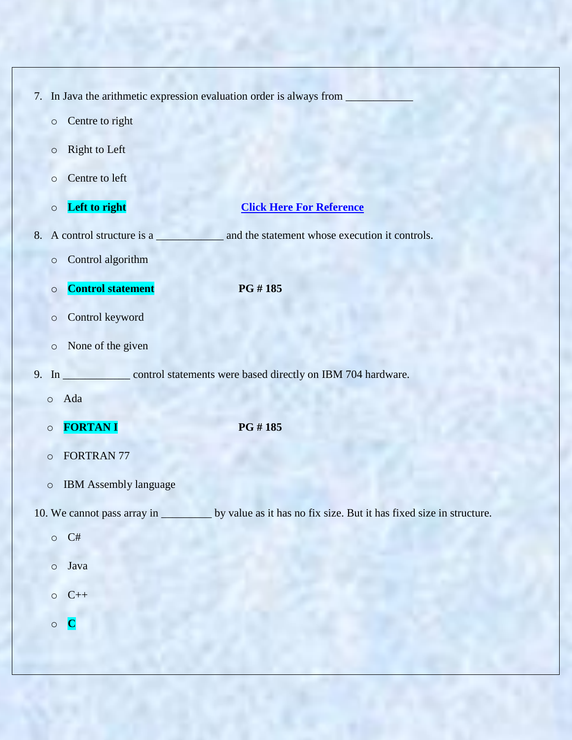7. In Java the arithmetic expression evaluation order is always from ____________
    - Centre to right
    - Right to Left
    - Centre to left
    - **Left to right** **Click Here For Reference**
8. A control structure is a ____________ and the statement whose execution it controls.
    - Control algorithm
    - **Control statement** **PG # 185**
    - Control keyword
    - None of the given
9. In ____________ control statements were based directly on IBM 704 hardware.
    - Ada
    - **FORTAN I** **PG # 185**
    - FORTRAN 77
    - IBM Assembly language
10. We cannot pass array in _________ by value as it has no fix size. But it has fixed size in structure.
    - C#
    - Java
    - C++
    - **C**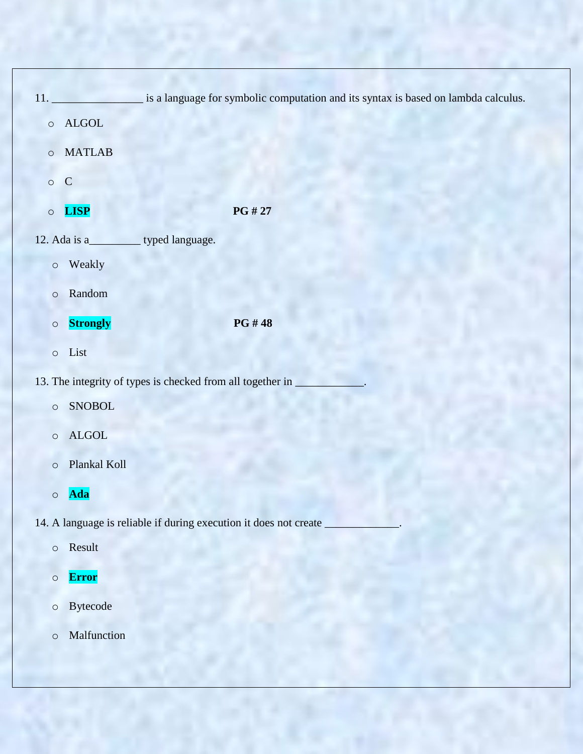11. ________________ is a language for symbolic computation and its syntax is based on lambda calculus.

- ALGOL
- MATLAB
- C
- **LISP** **PG # 27**

12. Ada is a_________ typed language.

- Weakly
- Random
- **Strongly** **PG # 48**
- List

13. The integrity of types is checked from all together in ____________.

- SNOBOL
- ALGOL
- Plankal Koll
- **Ada**

14. A language is reliable if during execution it does not create _____________.

- Result
- **Error**
- Bytecode
- Malfunction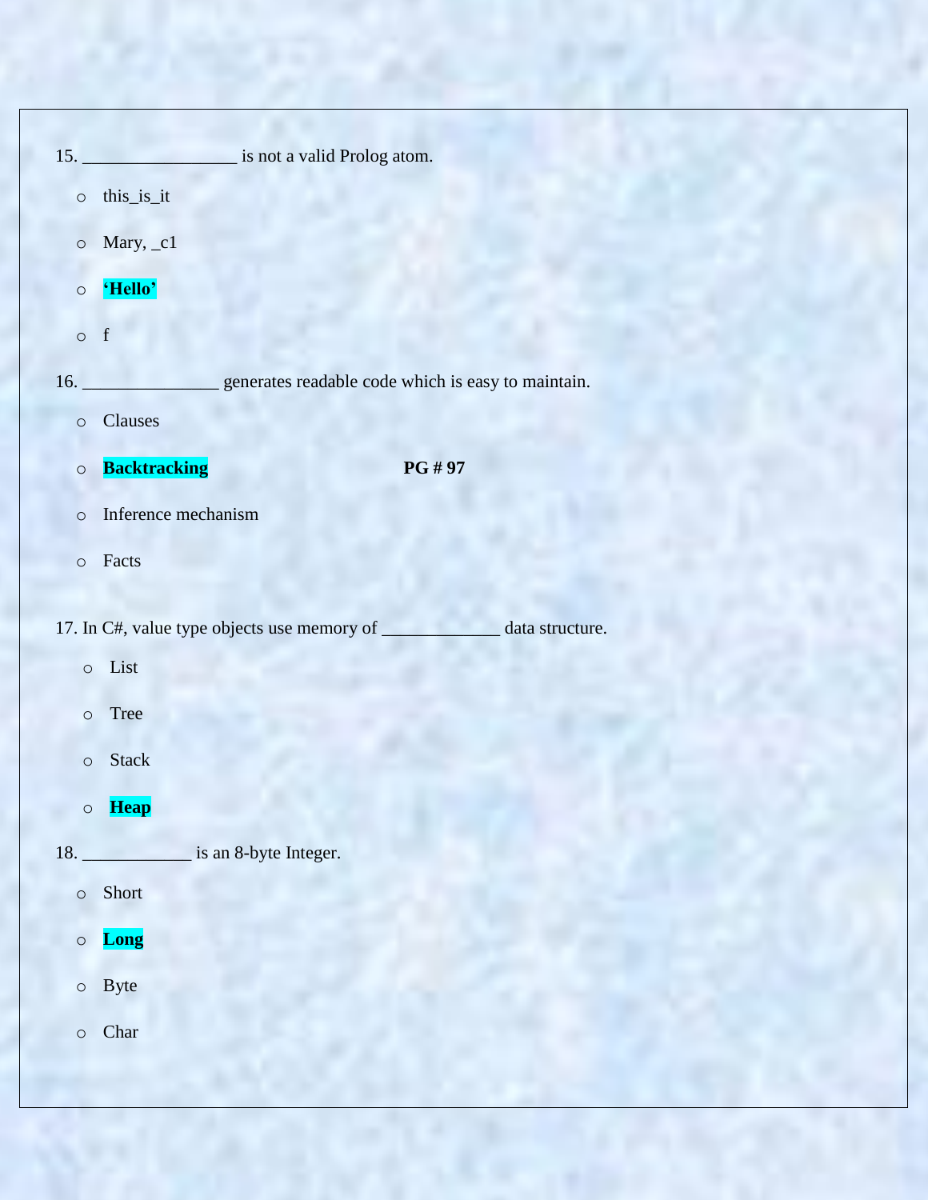15. _________________ is not a valid Prolog atom.

- this_is_it
- Mary, _c1
- **'Hello'**
- f

16. _______________ generates readable code which is easy to maintain.

- Clauses
- **Backtracking** **PG # 97**
- Inference mechanism
- Facts

17. In C#, value type objects use memory of _____________ data structure.

- List
- Tree
- Stack
- **Heap**

18. ____________ is an 8-byte Integer.

- Short
- **Long**
- Byte
- Char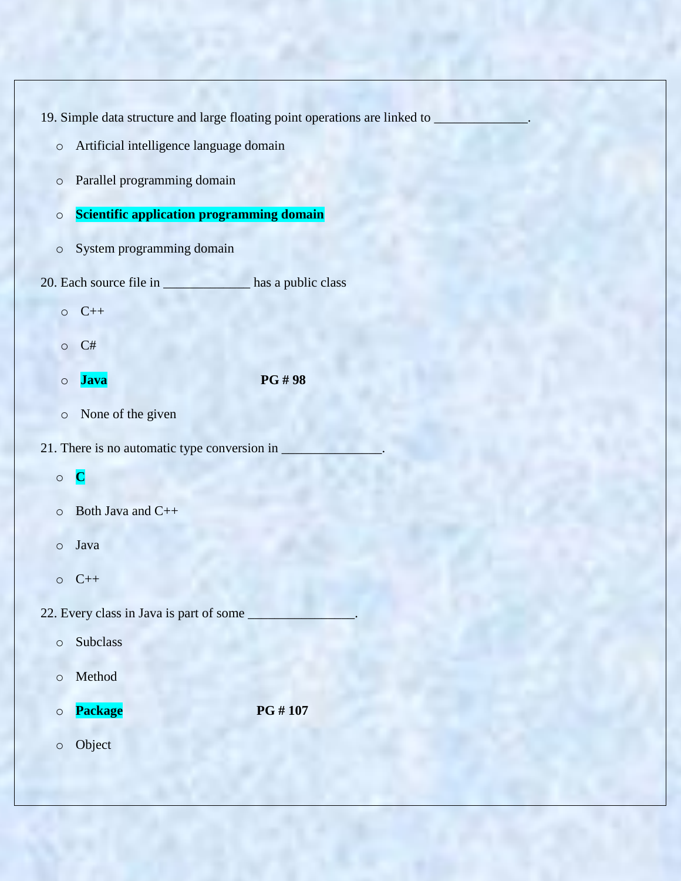19. Simple data structure and large floating point operations are linked to ______________.

- Artificial intelligence language domain
- Parallel programming domain
- **Scientific application programming domain**
- System programming domain

20. Each source file in _____________ has a public class

- C++
- C#
- **Java** **PG # 98**
- None of the given

21. There is no automatic type conversion in _______________.

- **C**
- Both Java and C++
- Java
- C++

22. Every class in Java is part of some ________________.

- Subclass
- Method
- **Package** **PG # 107**
- Object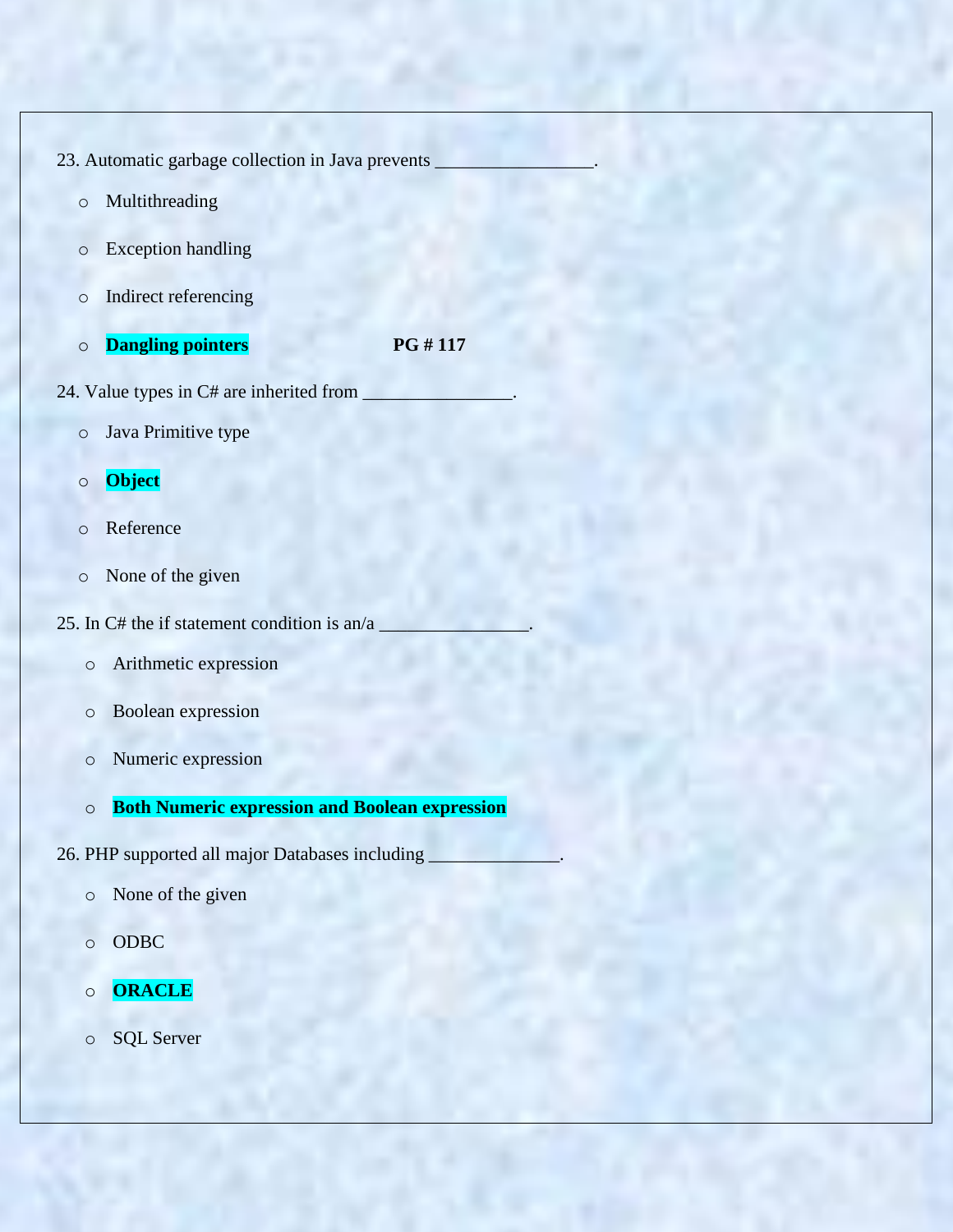23. Automatic garbage collection in Java prevents ________________.

- Multithreading
- Exception handling
- Indirect referencing
- **Dangling pointers** **PG # 117**

24. Value types in C# are inherited from _______________.

- Java Primitive type
- **Object**
- Reference
- None of the given

25. In C# the if statement condition is an/a _______________.

- Arithmetic expression
- Boolean expression
- Numeric expression
- **Both Numeric expression and Boolean expression**

26. PHP supported all major Databases including _____________.

- None of the given
- ODBC
- **ORACLE**
- SQL Server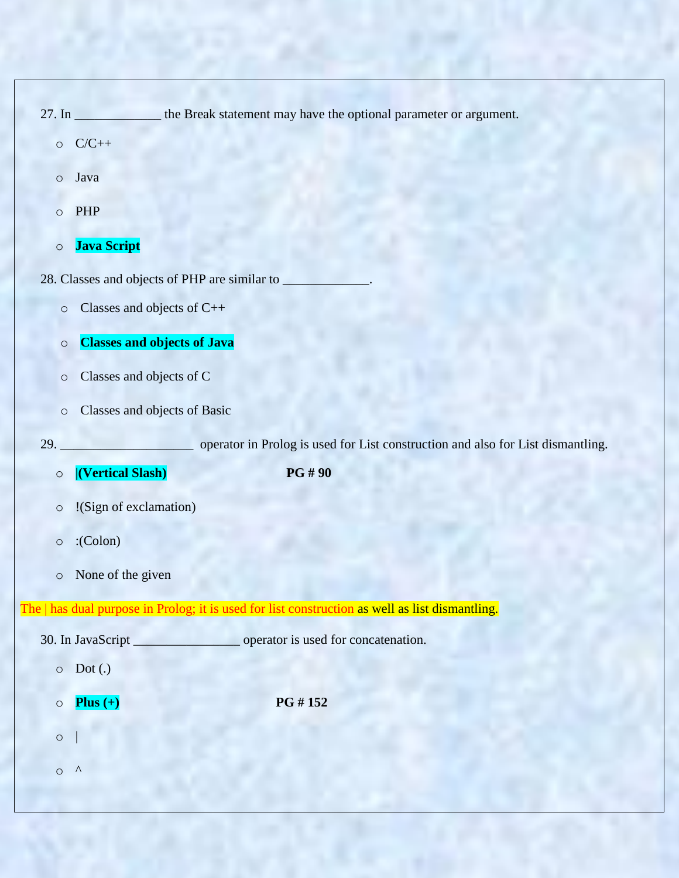27. In _____________ the Break statement may have the optional parameter or argument.

- C/C++
- Java
- PHP
- **Java Script**

28. Classes and objects of PHP are similar to _____________.

- Classes and objects of C++
- **Classes and objects of Java**
- Classes and objects of C
- Classes and objects of Basic

29. ___________________ operator in Prolog is used for List construction and also for List dismantling.

- **|(Vertical Slash)** **PG # 90**
- !(Sign of exclamation)
- :(Colon)
- None of the given

The | has dual purpose in Prolog; it is used for list construction as well as list dismantling.

30. In JavaScript _______________ operator is used for concatenation.

- Dot (.)
- **Plus (+)** **PG # 152**
- |
- ^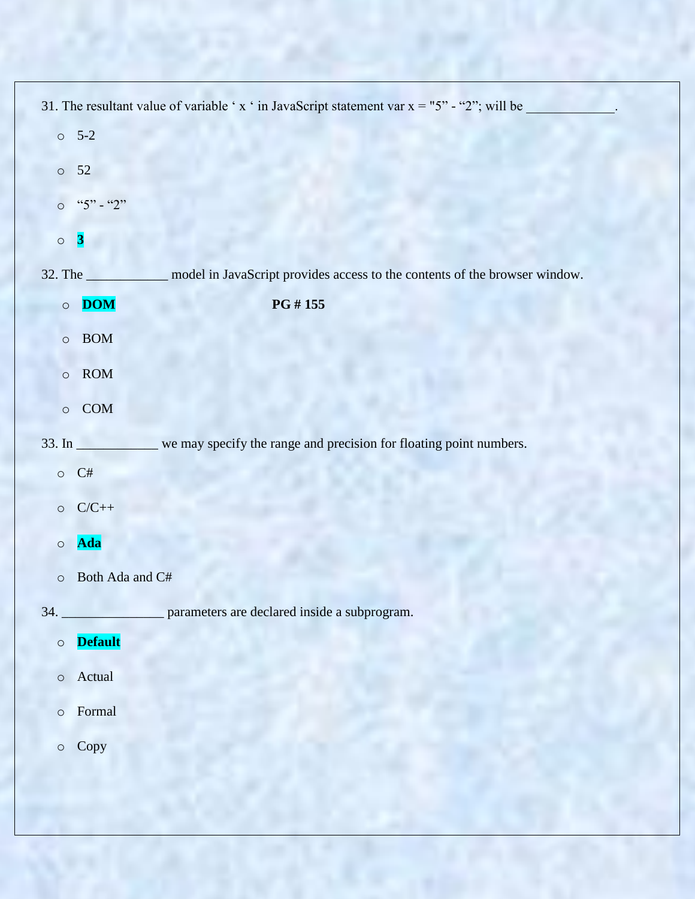31. The resultant value of variable ' x ' in JavaScript statement var x = "5" - "2"; will be _____________.

- 5-2
- 52
- "5" - "2"
- **3**

32. The ____________ model in JavaScript provides access to the contents of the browser window.

- **DOM** **PG # 155**
- BOM
- ROM
- COM

33. In ____________ we may specify the range and precision for floating point numbers.

- C#
- C/C++
- **Ada**
- Both Ada and C#

34. _______________ parameters are declared inside a subprogram.

- **Default**
- Actual
- Formal
- Copy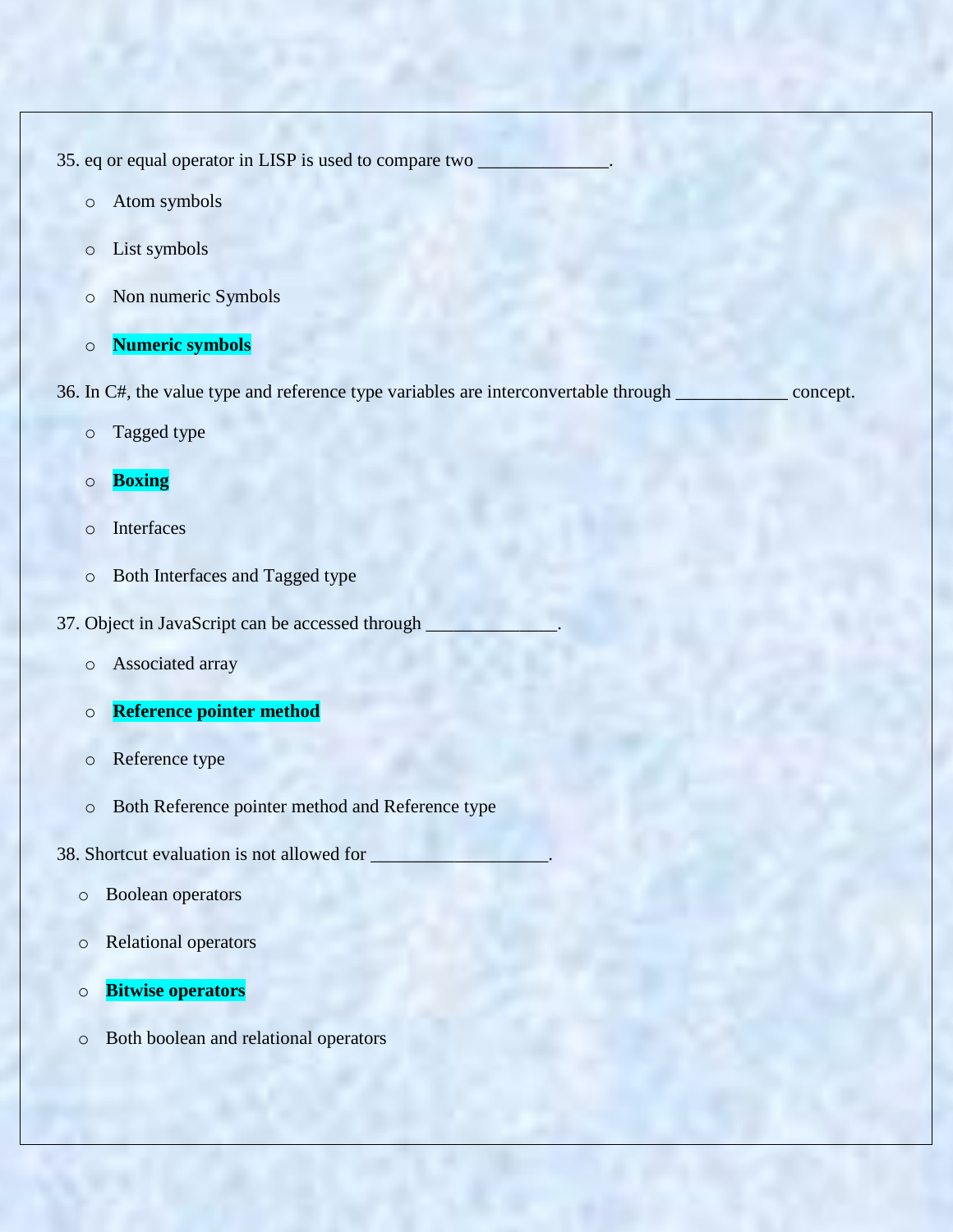35. eq or equal operator in LISP is used to compare two ______________.

- Atom symbols
- List symbols
- Non numeric Symbols
- **Numeric symbols**

36. In C#, the value type and reference type variables are interconvertable through ____________ concept.

- Tagged type
- **Boxing**
- Interfaces
- Both Interfaces and Tagged type

37. Object in JavaScript can be accessed through ______________.

- Associated array
- **Reference pointer method**
- Reference type
- Both Reference pointer method and Reference type

38. Shortcut evaluation is not allowed for ___________________.

- Boolean operators
- Relational operators
- **Bitwise operators**
- Both boolean and relational operators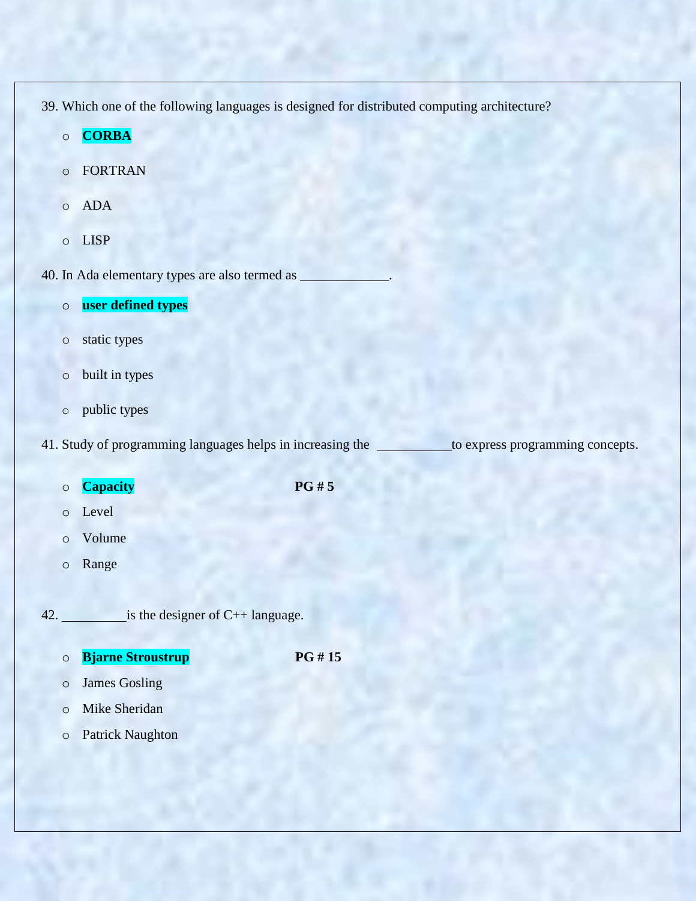39. Which one of the following languages is designed for distributed computing architecture?

- **CORBA**
- FORTRAN
- ADA
- LISP

40. In Ada elementary types are also termed as _____________.

- **user defined types**
- static types
- built in types
- public types

41. Study of programming languages helps in increasing the ___________to express programming concepts.

- **Capacity** **PG # 5**
- Level
- Volume
- Range

42. _________is the designer of C++ language.

- **Bjarne Stroustrup** **PG # 15**
- James Gosling
- Mike Sheridan
- Patrick Naughton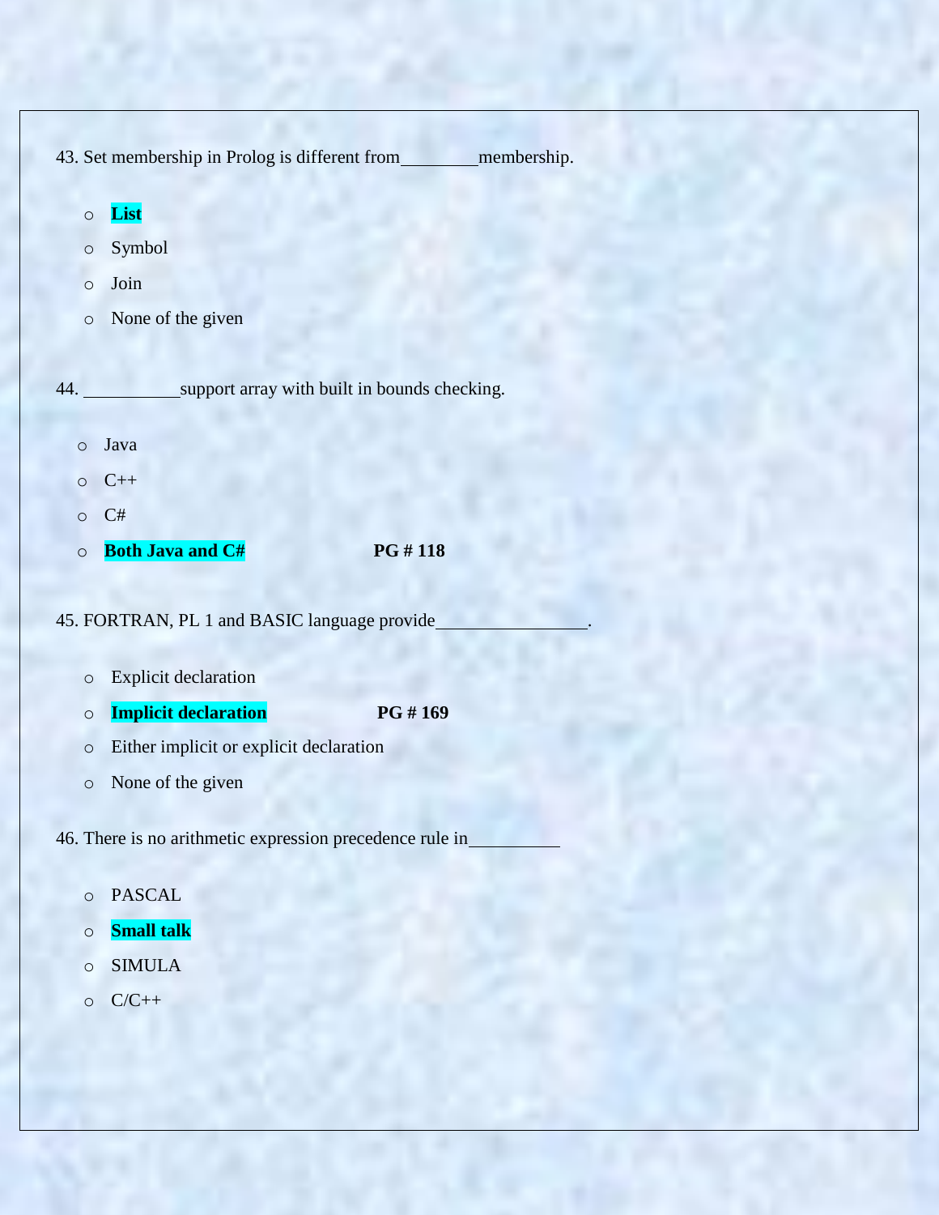43. Set membership in Prolog is different from________membership.

- **List**
- Symbol
- Join
- None of the given

44. __________support array with built in bounds checking.

- Java
- C++
- C#
- **Both Java and C#** **PG # 118**

45. FORTRAN, PL 1 and BASIC language provide________________.

- Explicit declaration
- **Implicit declaration** **PG # 169**
- Either implicit or explicit declaration
- None of the given

46. There is no arithmetic expression precedence rule in__________

- PASCAL
- **Small talk**
- SIMULA
- C/C++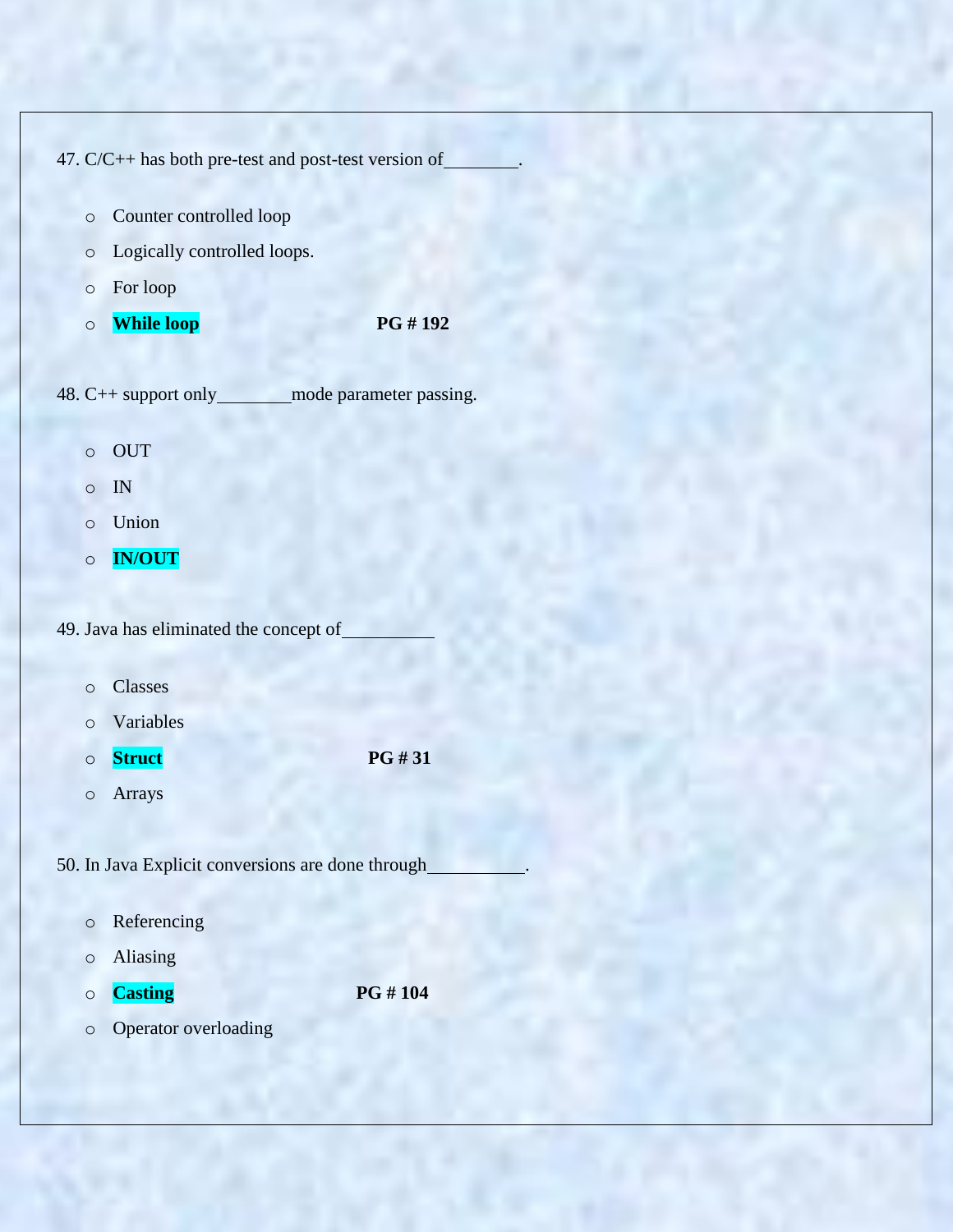47. C/C++ has both pre-test and post-test version of________.

- Counter controlled loop
- Logically controlled loops.
- For loop
- **While loop** **PG # 192**

48. C++ support only________mode parameter passing.

- OUT
- IN
- Union
- **IN/OUT**

49. Java has eliminated the concept of__________

- Classes
- Variables
- **Struct** **PG # 31**
- Arrays

50. In Java Explicit conversions are done through___________.

- Referencing
- Aliasing
- **Casting** **PG # 104**
- Operator overloading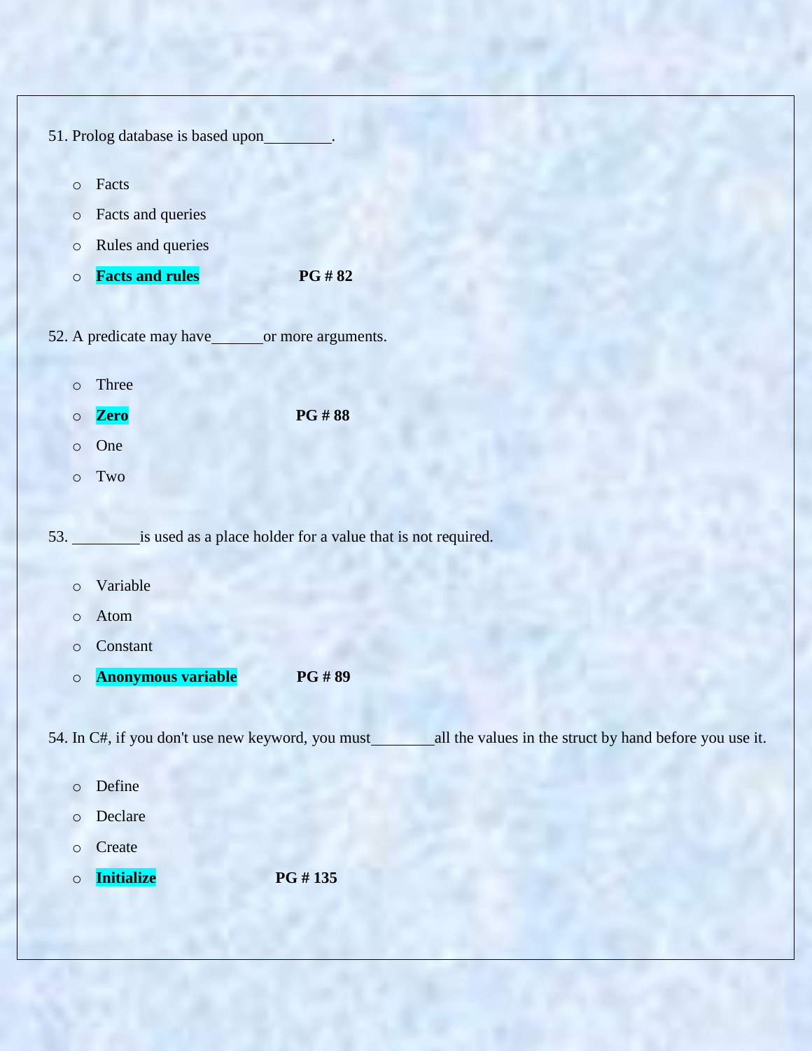51. Prolog database is based upon________.

- Facts
- Facts and queries
- Rules and queries
- **Facts and rules** **PG # 82**

52. A predicate may have______or more arguments.

- Three
- **Zero** **PG # 88**
- One
- Two

53. ________is used as a place holder for a value that is not required.

- Variable
- Atom
- Constant
- **Anonymous variable** **PG # 89**

54. In C#, if you don't use new keyword, you must________all the values in the struct by hand before you use it.

- Define
- Declare
- Create
- **Initialize** **PG # 135**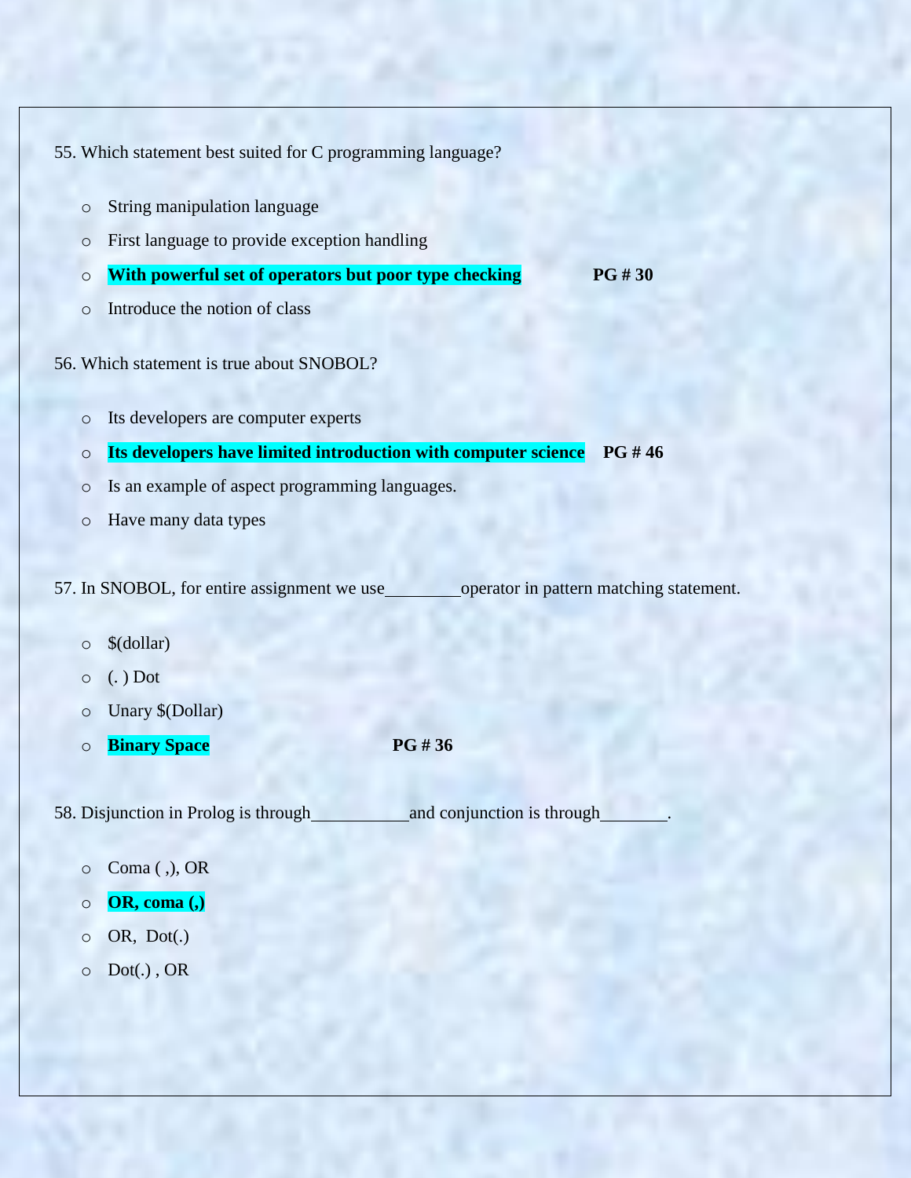55. Which statement best suited for C programming language?

- String manipulation language
- First language to provide exception handling
- **With powerful set of operators but poor type checking** **PG # 30**
- Introduce the notion of class

56. Which statement is true about SNOBOL?

- Its developers are computer experts
- **Its developers have limited introduction with computer science** **PG # 46**
- Is an example of aspect programming languages.
- Have many data types

57. In SNOBOL, for entire assignment we use________operator in pattern matching statement.

- $(dollar)
- (. ) Dot
- Unary $(Dollar)
- **Binary Space** **PG # 36**

58. Disjunction in Prolog is through___________and conjunction is through_______.

- Coma ( ,), OR
- **OR, coma (,)**
- OR, Dot(.)
- Dot(.) , OR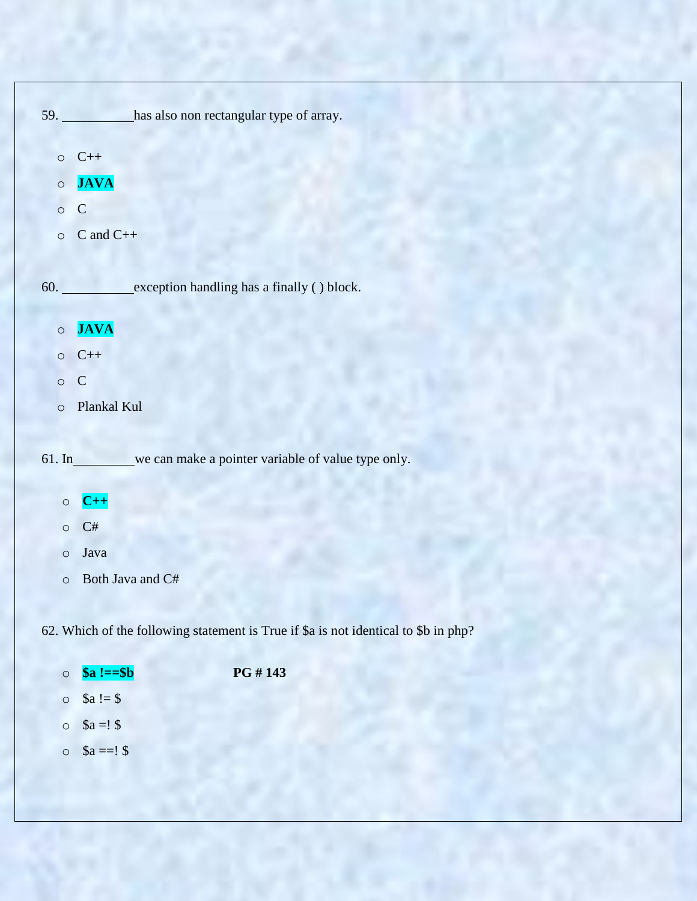59. __________has also non rectangular type of array.

- C++
- **JAVA**
- C
- C and C++

60. __________exception handling has a finally ( ) block.

- **JAVA**
- C++
- C
- Plankal Kul

61. In_________we can make a pointer variable of value type only.

- **C++**
- C#
- Java
- Both Java and C#

62. Which of the following statement is True if $a is not identical to $b in php?

- **$a !==$b** **PG # 143**
- $a != $
- $a =! $
- $a ==! $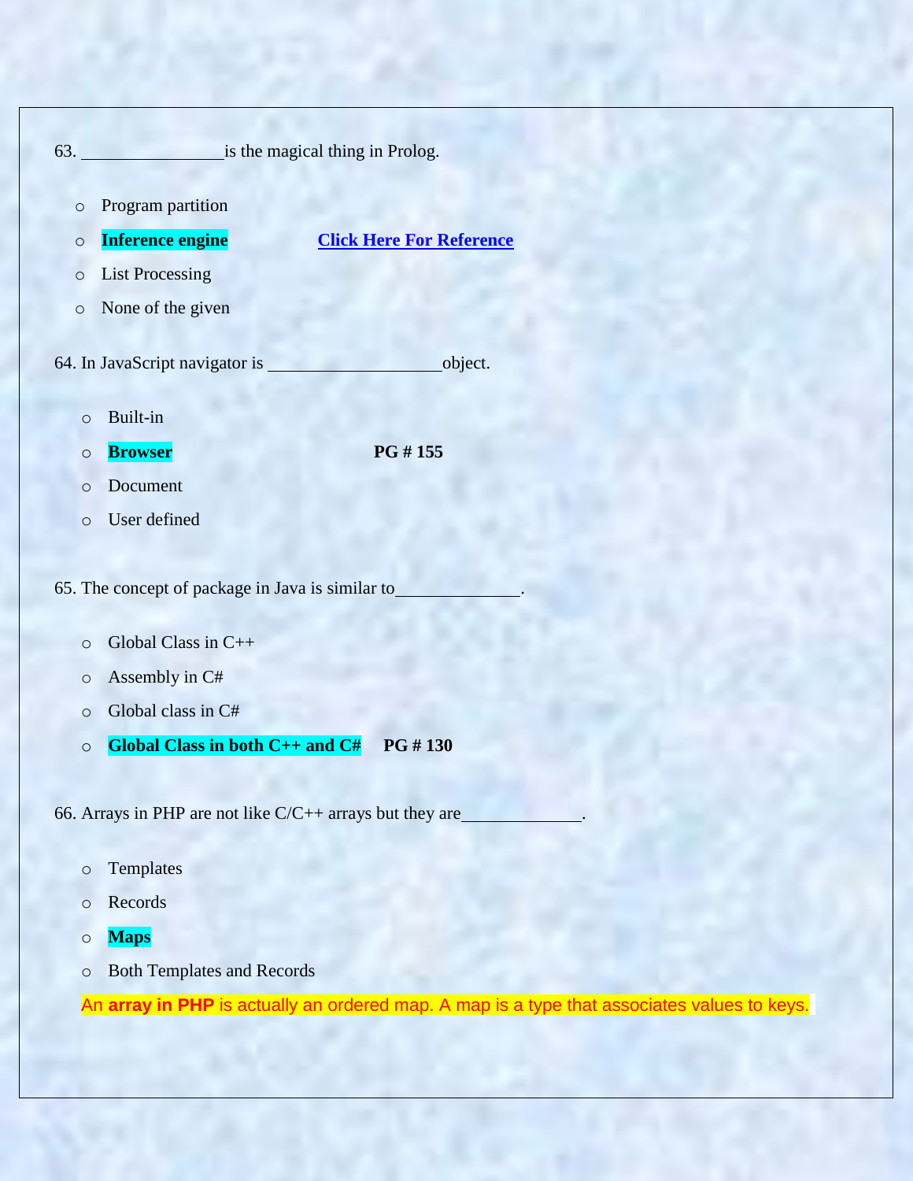63. ________________is the magical thing in Prolog.

- Program partition
- **Inference engine** **Click Here For Reference**
- List Processing
- None of the given

64. In JavaScript navigator is ___________________object.

- Built-in
- **Browser** **PG # 155**
- Document
- User defined

65. The concept of package in Java is similar to______________.

- Global Class in C++
- Assembly in C#
- Global class in C#
- **Global Class in both C++ and C#** **PG # 130**

66. Arrays in PHP are not like C/C++ arrays but they are_____________.

- Templates
- Records
- **Maps**
- Both Templates and Records

An **array in PHP** is actually an ordered map. A map is a type that associates values to keys.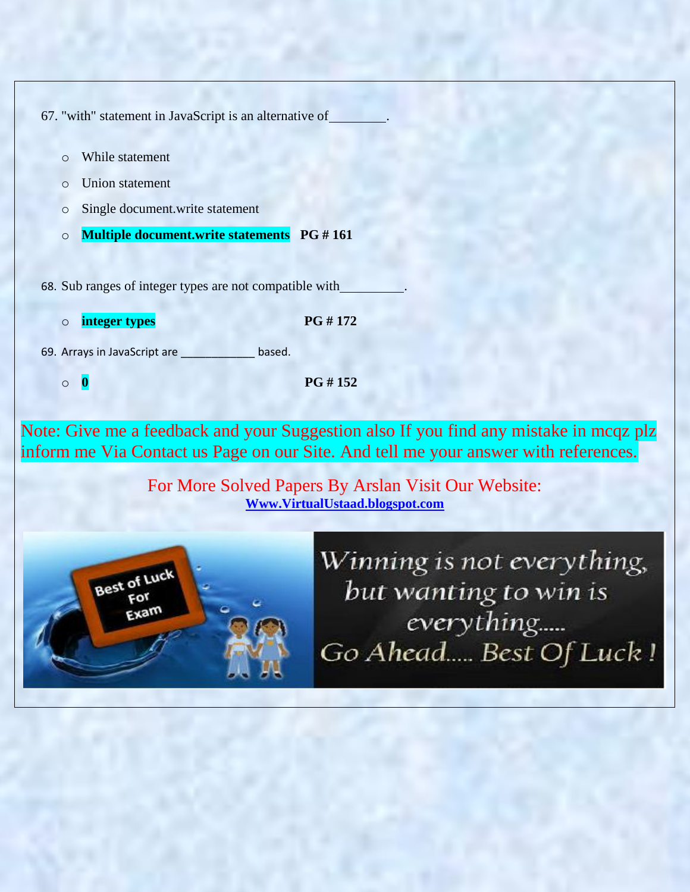67. "with" statement in JavaScript is an alternative of________.

- While statement
- Union statement
- Single document.write statement
- **Multiple document.write statements** **PG # 161**

68. Sub ranges of integer types are not compatible with_________.

- **integer types** **PG # 172**

69. Arrays in JavaScript are ____________ based.

- **0** **PG # 152**

Note: Give me a feedback and your Suggestion also If you find any mistake in mcqz plz inform me Via Contact us Page on our Site. And tell me your answer with references.

For More Solved Papers By Arslan Visit Our Website:
**Www.VirtualUstaad.blogspot.com**